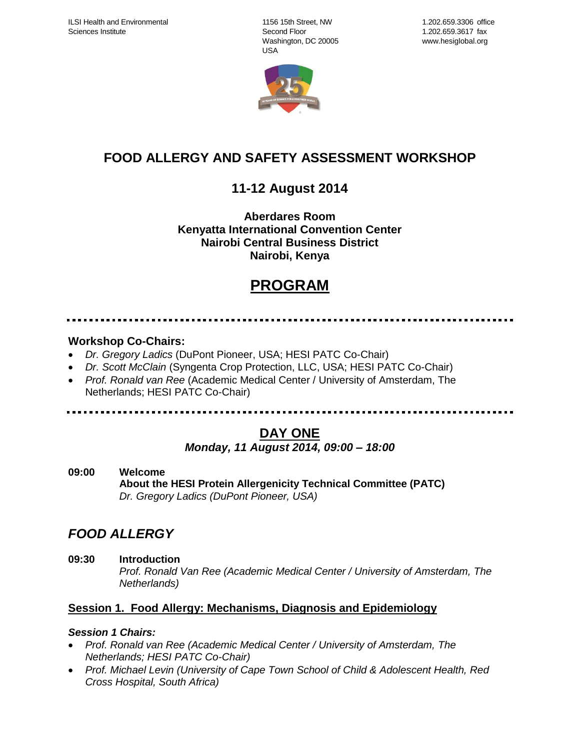ILSI Health and Environmental Sciences Institute

1156 15th Street, NW
Second Floor
Washington, DC 20005
USA

1.202.659.3306 office
1.202.659.3617 fax
www.hesiglobal.org

# FOOD ALLERGY AND SAFETY ASSESSMENT WORKSHOP

## 11-12 August 2014

**Aberdares Room**
**Kenyatta International Convention Center**
**Nairobi Central Business District**
**Nairobi, Kenya**

# PROGRAM

---

### Workshop Co-Chairs:

- *Dr. Gregory Ladics* (DuPont Pioneer, USA; HESI PATC Co-Chair)
- *Dr. Scott McClain* (Syngenta Crop Protection, LLC, USA; HESI PATC Co-Chair)
- *Prof. Ronald van Ree* (Academic Medical Center / University of Amsterdam, The Netherlands; HESI PATC Co-Chair)

---

## DAY ONE

***Monday, 11 August 2014, 09:00 – 18:00***

**09:00** **Welcome**
**About the HESI Protein Allergenicity Technical Committee (PATC)**
*Dr. Gregory Ladics (DuPont Pioneer, USA)*

## *FOOD ALLERGY*

**09:30** **Introduction**
*Prof. Ronald Van Ree (Academic Medical Center / University of Amsterdam, The Netherlands)*

### Session 1. Food Allergy: Mechanisms, Diagnosis and Epidemiology

***Session 1 Chairs:***

- *Prof. Ronald van Ree (Academic Medical Center / University of Amsterdam, The Netherlands; HESI PATC Co-Chair)*
- *Prof. Michael Levin (University of Cape Town School of Child & Adolescent Health, Red Cross Hospital, South Africa)*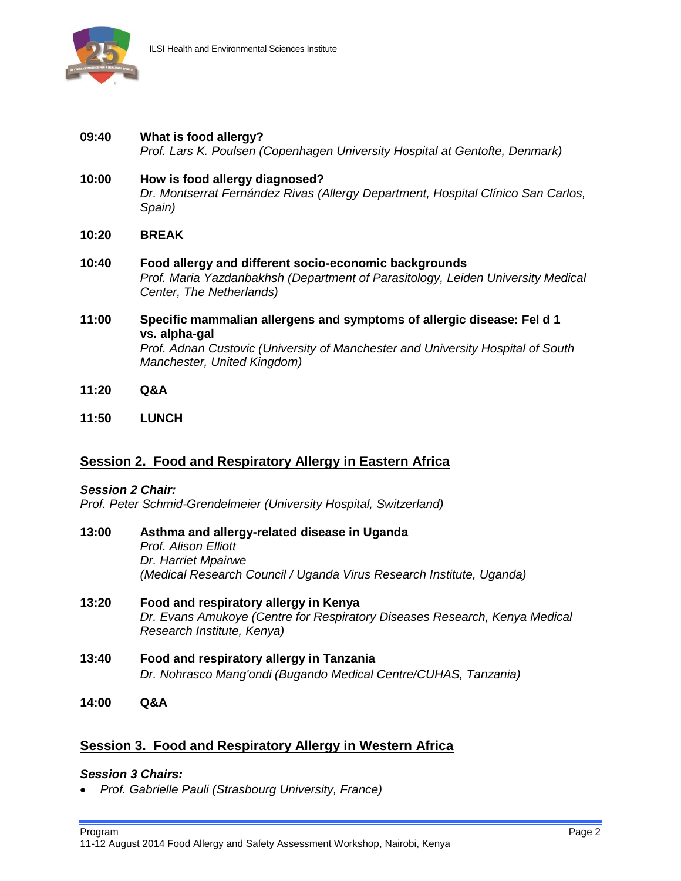**09:40** **What is food allergy?**
*Prof. Lars K. Poulsen (Copenhagen University Hospital at Gentofte, Denmark)*

**10:00** **How is food allergy diagnosed?**
*Dr. Montserrat Fernández Rivas (Allergy Department, Hospital Clínico San Carlos, Spain)*

**10:20** **BREAK**

**10:40** **Food allergy and different socio-economic backgrounds**
*Prof. Maria Yazdanbakhsh (Department of Parasitology, Leiden University Medical Center, The Netherlands)*

**11:00** **Specific mammalian allergens and symptoms of allergic disease: Fel d 1 vs. alpha-gal**
*Prof. Adnan Custovic (University of Manchester and University Hospital of South Manchester, United Kingdom)*

**11:20** **Q&A**

**11:50** **LUNCH**

## Session 2. Food and Respiratory Allergy in Eastern Africa

***Session 2 Chair:***
*Prof. Peter Schmid-Grendelmeier (University Hospital, Switzerland)*

**13:00** **Asthma and allergy-related disease in Uganda**
*Prof. Alison Elliott*
*Dr. Harriet Mpairwe*
*(Medical Research Council / Uganda Virus Research Institute, Uganda)*

**13:20** **Food and respiratory allergy in Kenya**
*Dr. Evans Amukoye (Centre for Respiratory Diseases Research, Kenya Medical Research Institute, Kenya)*

**13:40** **Food and respiratory allergy in Tanzania**
*Dr. Nohrasco Mang'ondi (Bugando Medical Centre/CUHAS, Tanzania)*

**14:00** **Q&A**

## Session 3. Food and Respiratory Allergy in Western Africa

***Session 3 Chairs:***

- *Prof. Gabrielle Pauli (Strasbourg University, France)*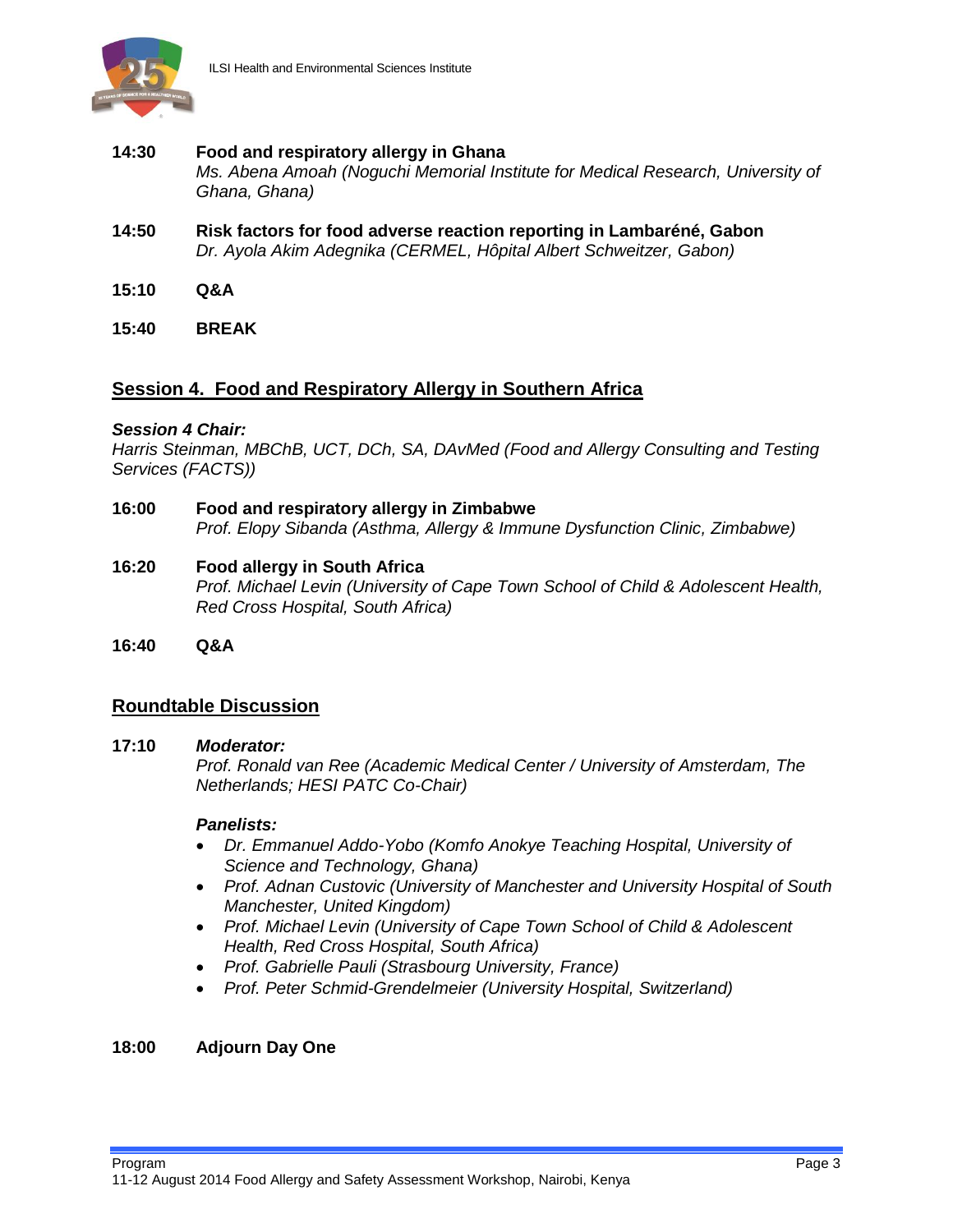**14:30** **Food and respiratory allergy in Ghana**
*Ms. Abena Amoah (Noguchi Memorial Institute for Medical Research, University of Ghana, Ghana)*

**14:50** **Risk factors for food adverse reaction reporting in Lambaréné, Gabon**
*Dr. Ayola Akim Adegnika (CERMEL, Hôpital Albert Schweitzer, Gabon)*

**15:10** **Q&A**

**15:40** **BREAK**

## Session 4. Food and Respiratory Allergy in Southern Africa

***Session 4 Chair:***
*Harris Steinman, MBChB, UCT, DCh, SA, DAvMed (Food and Allergy Consulting and Testing Services (FACTS))*

**16:00** **Food and respiratory allergy in Zimbabwe**
*Prof. Elopy Sibanda (Asthma, Allergy & Immune Dysfunction Clinic, Zimbabwe)*

**16:20** **Food allergy in South Africa**
*Prof. Michael Levin (University of Cape Town School of Child & Adolescent Health, Red Cross Hospital, South Africa)*

**16:40** **Q&A**

## Roundtable Discussion

**17:10** ***Moderator:***
*Prof. Ronald van Ree (Academic Medical Center / University of Amsterdam, The Netherlands; HESI PATC Co-Chair)*

***Panelists:***

- *Dr. Emmanuel Addo-Yobo (Komfo Anokye Teaching Hospital, University of Science and Technology, Ghana)*
- *Prof. Adnan Custovic (University of Manchester and University Hospital of South Manchester, United Kingdom)*
- *Prof. Michael Levin (University of Cape Town School of Child & Adolescent Health, Red Cross Hospital, South Africa)*
- *Prof. Gabrielle Pauli (Strasbourg University, France)*
- *Prof. Peter Schmid-Grendelmeier (University Hospital, Switzerland)*

**18:00** **Adjourn Day One**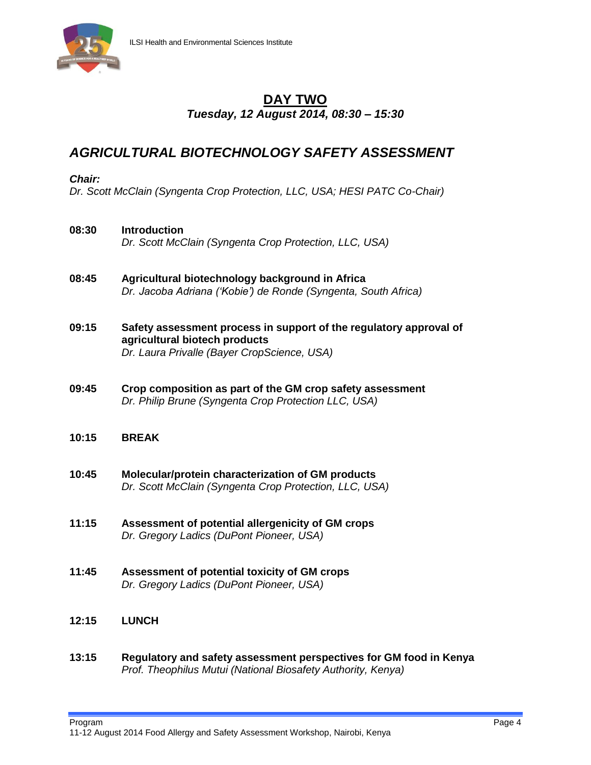# DAY TWO

***Tuesday, 12 August 2014, 08:30 – 15:30***

## *AGRICULTURAL BIOTECHNOLOGY SAFETY ASSESSMENT*

***Chair:***
*Dr. Scott McClain (Syngenta Crop Protection, LLC, USA; HESI PATC Co-Chair)*

**08:30** **Introduction**
*Dr. Scott McClain (Syngenta Crop Protection, LLC, USA)*

**08:45** **Agricultural biotechnology background in Africa**
*Dr. Jacoba Adriana ('Kobie') de Ronde (Syngenta, South Africa)*

**09:15** **Safety assessment process in support of the regulatory approval of agricultural biotech products**
*Dr. Laura Privalle (Bayer CropScience, USA)*

**09:45** **Crop composition as part of the GM crop safety assessment**
*Dr. Philip Brune (Syngenta Crop Protection LLC, USA)*

**10:15** **BREAK**

**10:45** **Molecular/protein characterization of GM products**
*Dr. Scott McClain (Syngenta Crop Protection, LLC, USA)*

**11:15** **Assessment of potential allergenicity of GM crops**
*Dr. Gregory Ladics (DuPont Pioneer, USA)*

**11:45** **Assessment of potential toxicity of GM crops**
*Dr. Gregory Ladics (DuPont Pioneer, USA)*

**12:15** **LUNCH**

**13:15** **Regulatory and safety assessment perspectives for GM food in Kenya**
*Prof. Theophilus Mutui (National Biosafety Authority, Kenya)*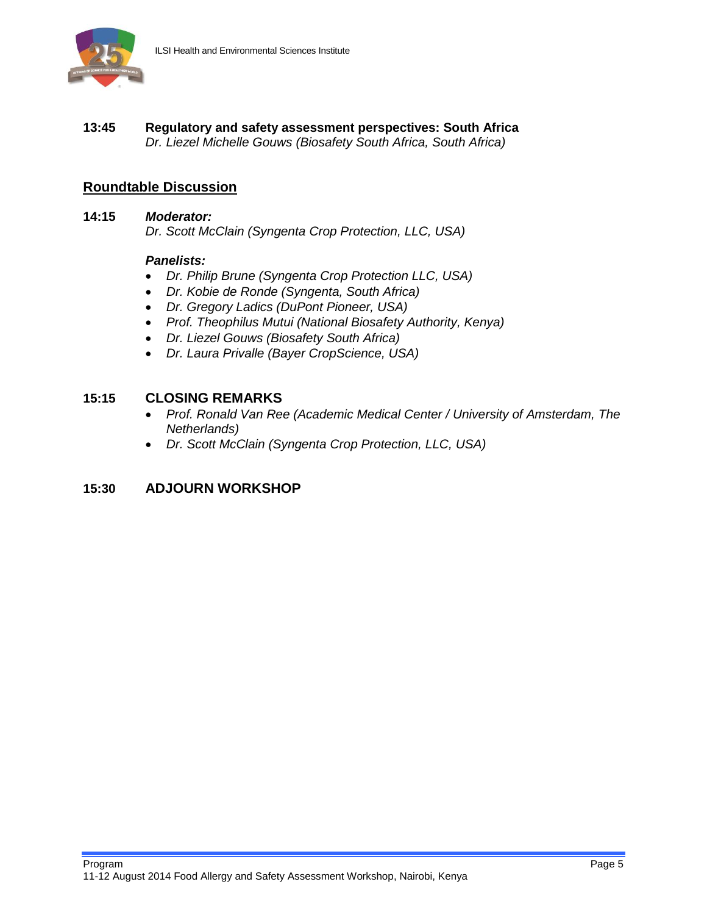**13:45** **Regulatory and safety assessment perspectives: South Africa**
*Dr. Liezel Michelle Gouws (Biosafety South Africa, South Africa)*

## Roundtable Discussion

**14:15** ***Moderator:***
*Dr. Scott McClain (Syngenta Crop Protection, LLC, USA)*

***Panelists:***

- *Dr. Philip Brune (Syngenta Crop Protection LLC, USA)*
- *Dr. Kobie de Ronde (Syngenta, South Africa)*
- *Dr. Gregory Ladics (DuPont Pioneer, USA)*
- *Prof. Theophilus Mutui (National Biosafety Authority, Kenya)*
- *Dr. Liezel Gouws (Biosafety South Africa)*
- *Dr. Laura Privalle (Bayer CropScience, USA)*

## 15:15 CLOSING REMARKS

- *Prof. Ronald Van Ree (Academic Medical Center / University of Amsterdam, The Netherlands)*
- *Dr. Scott McClain (Syngenta Crop Protection, LLC, USA)*

## 15:30 ADJOURN WORKSHOP